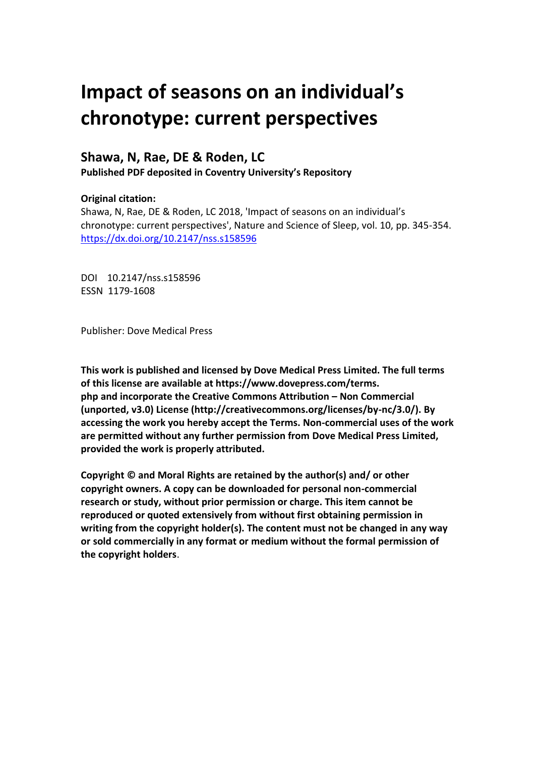# Impact of seasons on an individual's chronotype: current perspectives

## Shawa, N, Rae, DE & Roden, LC

**Published PDF deposited in Coventry University's Repository**

**Original citation:**

Shawa, N, Rae, DE & Roden, LC 2018, 'Impact of seasons on an individual's chronotype: current perspectives', Nature and Science of Sleep, vol. 10, pp. 345-354. https://dx.doi.org/10.2147/nss.s158596

DOI 10.2147/nss.s158596
ESSN 1179-1608

Publisher: Dove Medical Press

**This work is published and licensed by Dove Medical Press Limited. The full terms of this license are available at https://www.dovepress.com/terms.php and incorporate the Creative Commons Attribution – Non Commercial (unported, v3.0) License (http://creativecommons.org/licenses/by-nc/3.0/). By accessing the work you hereby accept the Terms. Non-commercial uses of the work are permitted without any further permission from Dove Medical Press Limited, provided the work is properly attributed.**

**Copyright © and Moral Rights are retained by the author(s) and/ or other copyright owners. A copy can be downloaded for personal non-commercial research or study, without prior permission or charge. This item cannot be reproduced or quoted extensively from without first obtaining permission in writing from the copyright holder(s). The content must not be changed in any way or sold commercially in any format or medium without the formal permission of the copyright holders**.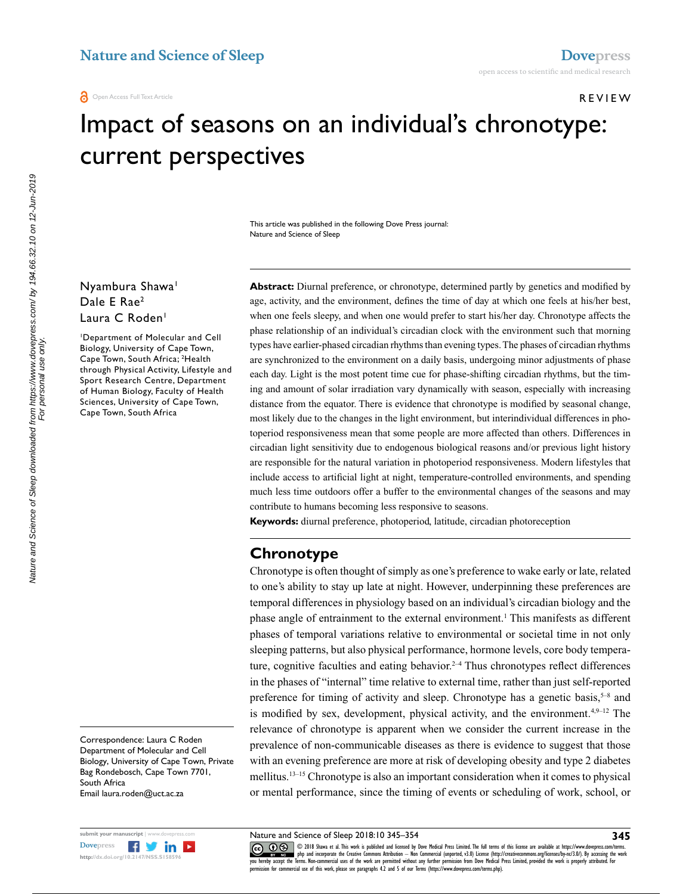Nature and Science of Sleep

Dovepress

open access to scientific and medical research

Open Access Full Text Article

REVIEW

# Impact of seasons on an individual's chronotype: current perspectives

This article was published in the following Dove Press journal:
Nature and Science of Sleep

Nyambura Shawa[1]
Dale E Rae[2]
Laura C Roden[1]

[1]Department of Molecular and Cell Biology, University of Cape Town, Cape Town, South Africa; [2]Health through Physical Activity, Lifestyle and Sport Research Centre, Department of Human Biology, Faculty of Health Sciences, University of Cape Town, Cape Town, South Africa

**Abstract:** Diurnal preference, or chronotype, determined partly by genetics and modified by age, activity, and the environment, defines the time of day at which one feels at his/her best, when one feels sleepy, and when one would prefer to start his/her day. Chronotype affects the phase relationship of an individual's circadian clock with the environment such that morning types have earlier-phased circadian rhythms than evening types. The phases of circadian rhythms are synchronized to the environment on a daily basis, undergoing minor adjustments of phase each day. Light is the most potent time cue for phase-shifting circadian rhythms, but the timing and amount of solar irradiation vary dynamically with season, especially with increasing distance from the equator. There is evidence that chronotype is modified by seasonal change, most likely due to the changes in the light environment, but interindividual differences in photoperiod responsiveness mean that some people are more affected than others. Differences in circadian light sensitivity due to endogenous biological reasons and/or previous light history are responsible for the natural variation in photoperiod responsiveness. Modern lifestyles that include access to artificial light at night, temperature-controlled environments, and spending much less time outdoors offer a buffer to the environmental changes of the seasons and may contribute to humans becoming less responsive to seasons.

**Keywords:** diurnal preference, photoperiod, latitude, circadian photoreception

## Chronotype

Chronotype is often thought of simply as one's preference to wake early or late, related to one's ability to stay up late at night. However, underpinning these preferences are temporal differences in physiology based on an individual's circadian biology and the phase angle of entrainment to the external environment.[1] This manifests as different phases of temporal variations relative to environmental or societal time in not only sleeping patterns, but also physical performance, hormone levels, core body temperature, cognitive faculties and eating behavior.[2–4] Thus chronotypes reflect differences in the phases of "internal" time relative to external time, rather than just self-reported preference for timing of activity and sleep. Chronotype has a genetic basis,[5–8] and is modified by sex, development, physical activity, and the environment.[4,9–12] The relevance of chronotype is apparent when we consider the current increase in the prevalence of non-communicable diseases as there is evidence to suggest that those with an evening preference are more at risk of developing obesity and type 2 diabetes mellitus.[13–15] Chronotype is also an important consideration when it comes to physical or mental performance, since the timing of events or scheduling of work, school, or

Correspondence: Laura C Roden
Department of Molecular and Cell Biology, University of Cape Town, Private Bag Rondebosch, Cape Town 7701, South Africa
Email laura.roden@uct.ac.za

© 2018 Shawa et al. This work is published and licensed by Dove Medical Press Limited. The full terms of this license are available at https://www.dovepress.com/terms.php and incorporate the Creative Commons Attribution – Non Commercial (unported, v3.0) License (http://creativecommons.org/licenses/by-nc/3.0/). By accessing the work you hereby accept the Terms. Non-commercial uses of the work are permitted without any further permission from Dove Medical Press Limited, provided the work is properly attributed. For permission for commercial use of this work, please see paragraphs 4.2 and 5 of our Terms (https://www.dovepress.com/terms.php).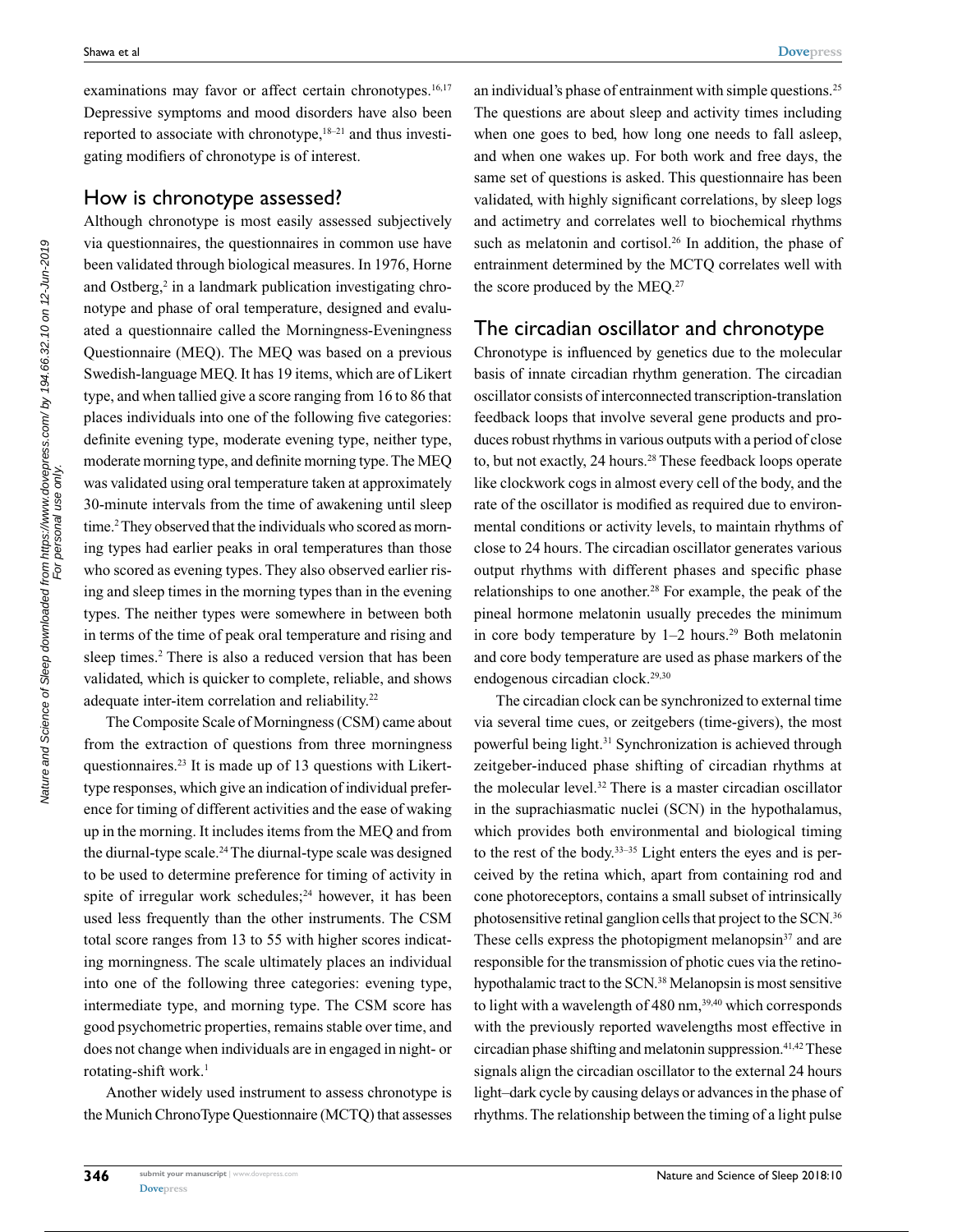examinations may favor or affect certain chronotypes.[16,17] Depressive symptoms and mood disorders have also been reported to associate with chronotype,[18–21] and thus investigating modifiers of chronotype is of interest.

## How is chronotype assessed?

Although chronotype is most easily assessed subjectively via questionnaires, the questionnaires in common use have been validated through biological measures. In 1976, Horne and Ostberg,[2] in a landmark publication investigating chronotype and phase of oral temperature, designed and evaluated a questionnaire called the Morningness-Eveningness Questionnaire (MEQ). The MEQ was based on a previous Swedish-language MEQ. It has 19 items, which are of Likert type, and when tallied give a score ranging from 16 to 86 that places individuals into one of the following five categories: definite evening type, moderate evening type, neither type, moderate morning type, and definite morning type. The MEQ was validated using oral temperature taken at approximately 30-minute intervals from the time of awakening until sleep time.[2] They observed that the individuals who scored as morning types had earlier peaks in oral temperatures than those who scored as evening types. They also observed earlier rising and sleep times in the morning types than in the evening types. The neither types were somewhere in between both in terms of the time of peak oral temperature and rising and sleep times.[2] There is also a reduced version that has been validated, which is quicker to complete, reliable, and shows adequate inter-item correlation and reliability.[22]

The Composite Scale of Morningness (CSM) came about from the extraction of questions from three morningness questionnaires.[23] It is made up of 13 questions with Likert-type responses, which give an indication of individual preference for timing of different activities and the ease of waking up in the morning. It includes items from the MEQ and from the diurnal-type scale.[24] The diurnal-type scale was designed to be used to determine preference for timing of activity in spite of irregular work schedules;[24] however, it has been used less frequently than the other instruments. The CSM total score ranges from 13 to 55 with higher scores indicating morningness. The scale ultimately places an individual into one of the following three categories: evening type, intermediate type, and morning type. The CSM score has good psychometric properties, remains stable over time, and does not change when individuals are in engaged in night- or rotating-shift work.[1]

Another widely used instrument to assess chronotype is the Munich ChronoType Questionnaire (MCTQ) that assesses an individual's phase of entrainment with simple questions.[25] The questions are about sleep and activity times including when one goes to bed, how long one needs to fall asleep, and when one wakes up. For both work and free days, the same set of questions is asked. This questionnaire has been validated, with highly significant correlations, by sleep logs and actimetry and correlates well to biochemical rhythms such as melatonin and cortisol.[26] In addition, the phase of entrainment determined by the MCTQ correlates well with the score produced by the MEQ.[27]

## The circadian oscillator and chronotype

Chronotype is influenced by genetics due to the molecular basis of innate circadian rhythm generation. The circadian oscillator consists of interconnected transcription-translation feedback loops that involve several gene products and produces robust rhythms in various outputs with a period of close to, but not exactly, 24 hours.[28] These feedback loops operate like clockwork cogs in almost every cell of the body, and the rate of the oscillator is modified as required due to environmental conditions or activity levels, to maintain rhythms of close to 24 hours. The circadian oscillator generates various output rhythms with different phases and specific phase relationships to one another.[28] For example, the peak of the pineal hormone melatonin usually precedes the minimum in core body temperature by 1–2 hours.[29] Both melatonin and core body temperature are used as phase markers of the endogenous circadian clock.[29,30]

The circadian clock can be synchronized to external time via several time cues, or zeitgebers (time-givers), the most powerful being light.[31] Synchronization is achieved through zeitgeber-induced phase shifting of circadian rhythms at the molecular level.[32] There is a master circadian oscillator in the suprachiasmatic nuclei (SCN) in the hypothalamus, which provides both environmental and biological timing to the rest of the body.[33–35] Light enters the eyes and is perceived by the retina which, apart from containing rod and cone photoreceptors, contains a small subset of intrinsically photosensitive retinal ganglion cells that project to the SCN.[36] These cells express the photopigment melanopsin[37] and are responsible for the transmission of photic cues via the retinohypothalamic tract to the SCN.[38] Melanopsin is most sensitive to light with a wavelength of 480 nm,[39,40] which corresponds with the previously reported wavelengths most effective in circadian phase shifting and melatonin suppression.[41,42] These signals align the circadian oscillator to the external 24 hours light–dark cycle by causing delays or advances in the phase of rhythms. The relationship between the timing of a light pulse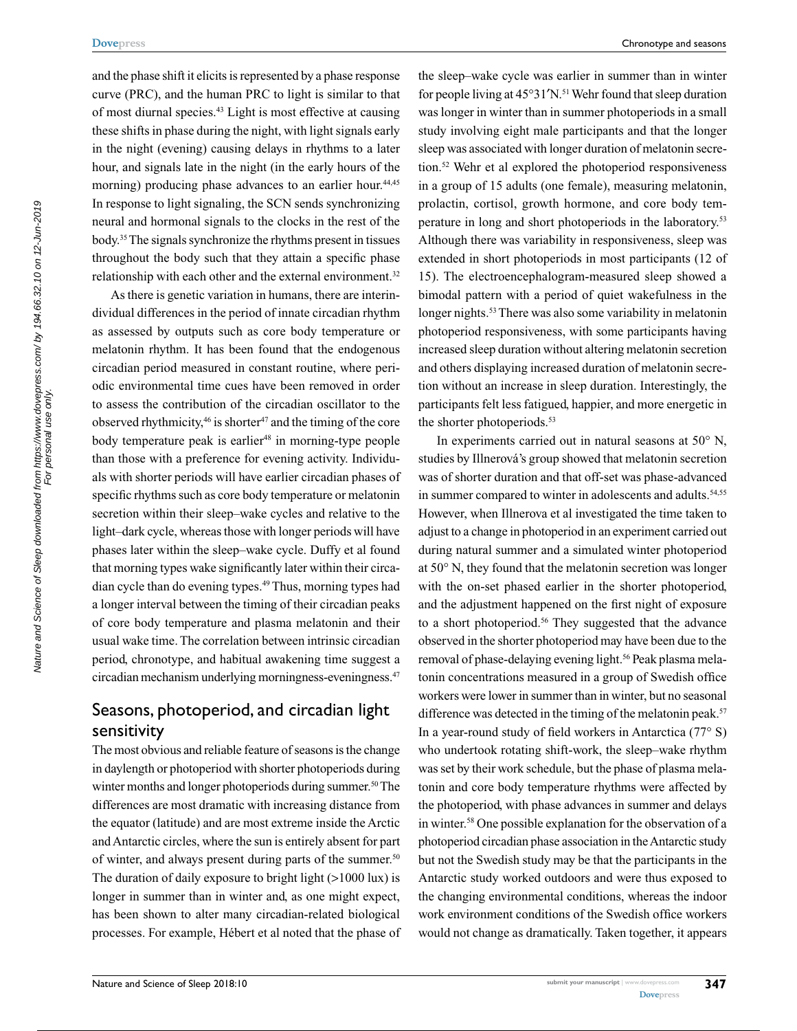and the phase shift it elicits is represented by a phase response curve (PRC), and the human PRC to light is similar to that of most diurnal species.[43] Light is most effective at causing these shifts in phase during the night, with light signals early in the night (evening) causing delays in rhythms to a later hour, and signals late in the night (in the early hours of the morning) producing phase advances to an earlier hour.[44,45] In response to light signaling, the SCN sends synchronizing neural and hormonal signals to the clocks in the rest of the body.[35] The signals synchronize the rhythms present in tissues throughout the body such that they attain a specific phase relationship with each other and the external environment.[32]

As there is genetic variation in humans, there are interindividual differences in the period of innate circadian rhythm as assessed by outputs such as core body temperature or melatonin rhythm. It has been found that the endogenous circadian period measured in constant routine, where periodic environmental time cues have been removed in order to assess the contribution of the circadian oscillator to the observed rhythmicity,[46] is shorter[47] and the timing of the core body temperature peak is earlier[48] in morning-type people than those with a preference for evening activity. Individuals with shorter periods will have earlier circadian phases of specific rhythms such as core body temperature or melatonin secretion within their sleep–wake cycles and relative to the light–dark cycle, whereas those with longer periods will have phases later within the sleep–wake cycle. Duffy et al found that morning types wake significantly later within their circadian cycle than do evening types.[49] Thus, morning types had a longer interval between the timing of their circadian peaks of core body temperature and plasma melatonin and their usual wake time. The correlation between intrinsic circadian period, chronotype, and habitual awakening time suggest a circadian mechanism underlying morningness-eveningness.[47]

## Seasons, photoperiod, and circadian light sensitivity

The most obvious and reliable feature of seasons is the change in daylength or photoperiod with shorter photoperiods during winter months and longer photoperiods during summer.[50] The differences are most dramatic with increasing distance from the equator (latitude) and are most extreme inside the Arctic and Antarctic circles, where the sun is entirely absent for part of winter, and always present during parts of the summer.[50] The duration of daily exposure to bright light (>1000 lux) is longer in summer than in winter and, as one might expect, has been shown to alter many circadian-related biological processes. For example, Hébert et al noted that the phase of the sleep–wake cycle was earlier in summer than in winter for people living at 45°31′N.[51] Wehr found that sleep duration was longer in winter than in summer photoperiods in a small study involving eight male participants and that the longer sleep was associated with longer duration of melatonin secretion.[52] Wehr et al explored the photoperiod responsiveness in a group of 15 adults (one female), measuring melatonin, prolactin, cortisol, growth hormone, and core body temperature in long and short photoperiods in the laboratory.[53] Although there was variability in responsiveness, sleep was extended in short photoperiods in most participants (12 of 15). The electroencephalogram-measured sleep showed a bimodal pattern with a period of quiet wakefulness in the longer nights.[53] There was also some variability in melatonin photoperiod responsiveness, with some participants having increased sleep duration without altering melatonin secretion and others displaying increased duration of melatonin secretion without an increase in sleep duration. Interestingly, the participants felt less fatigued, happier, and more energetic in the shorter photoperiods.[53]

In experiments carried out in natural seasons at 50° N, studies by Illnerová's group showed that melatonin secretion was of shorter duration and that off-set was phase-advanced in summer compared to winter in adolescents and adults.[54,55] However, when Illnerova et al investigated the time taken to adjust to a change in photoperiod in an experiment carried out during natural summer and a simulated winter photoperiod at 50° N, they found that the melatonin secretion was longer with the on-set phased earlier in the shorter photoperiod, and the adjustment happened on the first night of exposure to a short photoperiod.[56] They suggested that the advance observed in the shorter photoperiod may have been due to the removal of phase-delaying evening light.[56] Peak plasma melatonin concentrations measured in a group of Swedish office workers were lower in summer than in winter, but no seasonal difference was detected in the timing of the melatonin peak.[57] In a year-round study of field workers in Antarctica (77° S) who undertook rotating shift-work, the sleep–wake rhythm was set by their work schedule, but the phase of plasma melatonin and core body temperature rhythms were affected by the photoperiod, with phase advances in summer and delays in winter.[58] One possible explanation for the observation of a photoperiod circadian phase association in the Antarctic study but not the Swedish study may be that the participants in the Antarctic study worked outdoors and were thus exposed to the changing environmental conditions, whereas the indoor work environment conditions of the Swedish office workers would not change as dramatically. Taken together, it appears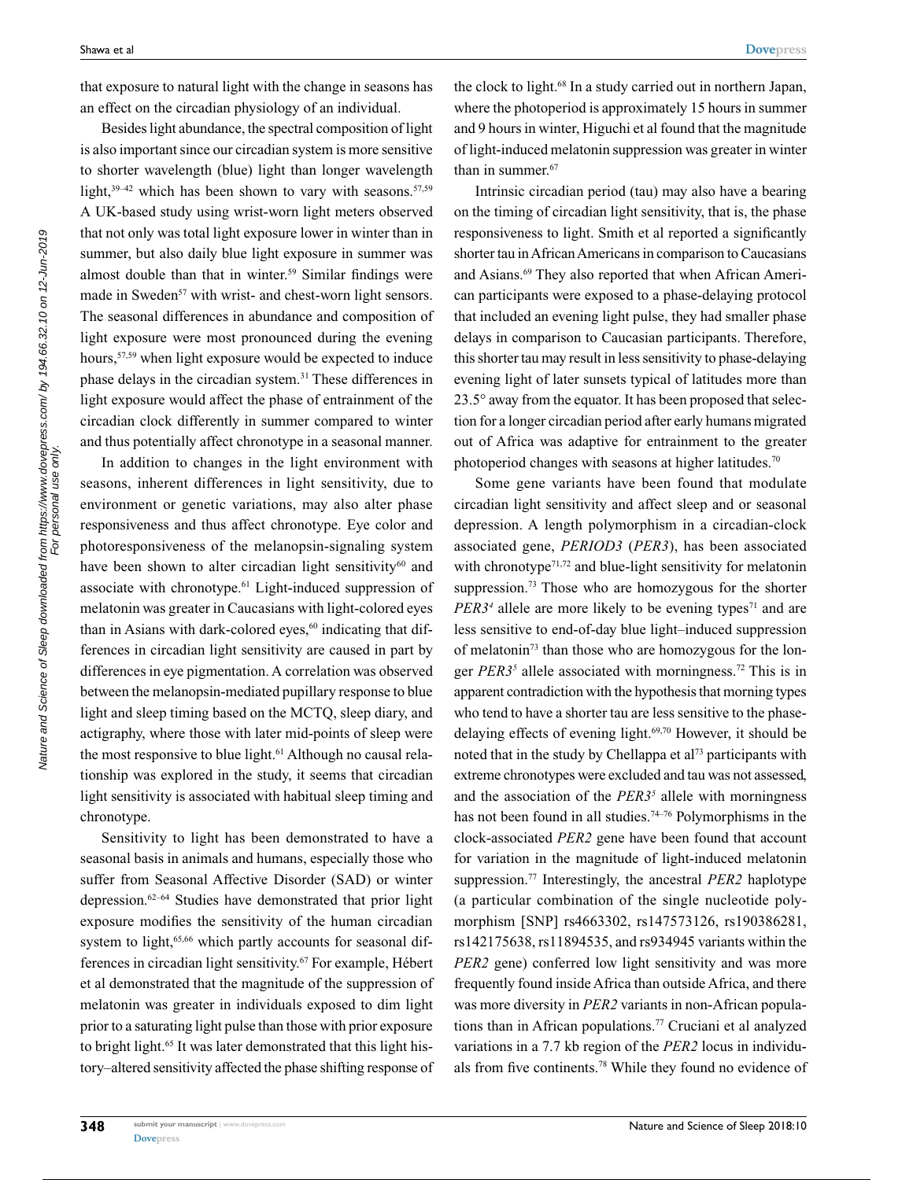that exposure to natural light with the change in seasons has an effect on the circadian physiology of an individual.

Besides light abundance, the spectral composition of light is also important since our circadian system is more sensitive to shorter wavelength (blue) light than longer wavelength light,[39–42] which has been shown to vary with seasons.[57,59] A UK-based study using wrist-worn light meters observed that not only was total light exposure lower in winter than in summer, but also daily blue light exposure in summer was almost double than that in winter.[59] Similar findings were made in Sweden[57] with wrist- and chest-worn light sensors. The seasonal differences in abundance and composition of light exposure were most pronounced during the evening hours,[57,59] when light exposure would be expected to induce phase delays in the circadian system.[31] These differences in light exposure would affect the phase of entrainment of the circadian clock differently in summer compared to winter and thus potentially affect chronotype in a seasonal manner.

In addition to changes in the light environment with seasons, inherent differences in light sensitivity, due to environment or genetic variations, may also alter phase responsiveness and thus affect chronotype. Eye color and photoresponsiveness of the melanopsin-signaling system have been shown to alter circadian light sensitivity[60] and associate with chronotype.[61] Light-induced suppression of melatonin was greater in Caucasians with light-colored eyes than in Asians with dark-colored eyes,[60] indicating that differences in circadian light sensitivity are caused in part by differences in eye pigmentation. A correlation was observed between the melanopsin-mediated pupillary response to blue light and sleep timing based on the MCTQ, sleep diary, and actigraphy, where those with later mid-points of sleep were the most responsive to blue light.[61] Although no causal relationship was explored in the study, it seems that circadian light sensitivity is associated with habitual sleep timing and chronotype.

Sensitivity to light has been demonstrated to have a seasonal basis in animals and humans, especially those who suffer from Seasonal Affective Disorder (SAD) or winter depression.[62–64] Studies have demonstrated that prior light exposure modifies the sensitivity of the human circadian system to light,[65,66] which partly accounts for seasonal differences in circadian light sensitivity.[67] For example, Hébert et al demonstrated that the magnitude of the suppression of melatonin was greater in individuals exposed to dim light prior to a saturating light pulse than those with prior exposure to bright light.[65] It was later demonstrated that this light history–altered sensitivity affected the phase shifting response of the clock to light.[68] In a study carried out in northern Japan, where the photoperiod is approximately 15 hours in summer and 9 hours in winter, Higuchi et al found that the magnitude of light-induced melatonin suppression was greater in winter than in summer.[67]

Intrinsic circadian period (tau) may also have a bearing on the timing of circadian light sensitivity, that is, the phase responsiveness to light. Smith et al reported a significantly shorter tau in African Americans in comparison to Caucasians and Asians.[69] They also reported that when African American participants were exposed to a phase-delaying protocol that included an evening light pulse, they had smaller phase delays in comparison to Caucasian participants. Therefore, this shorter tau may result in less sensitivity to phase-delaying evening light of later sunsets typical of latitudes more than 23.5° away from the equator. It has been proposed that selection for a longer circadian period after early humans migrated out of Africa was adaptive for entrainment to the greater photoperiod changes with seasons at higher latitudes.[70]

Some gene variants have been found that modulate circadian light sensitivity and affect sleep and or seasonal depression. A length polymorphism in a circadian-clock associated gene, *PERIOD3* (*PER3*), has been associated with chronotype[71,72] and blue-light sensitivity for melatonin suppression.[73] Those who are homozygous for the shorter *PER3*$^4$ allele are more likely to be evening types[71] and are less sensitive to end-of-day blue light–induced suppression of melatonin[73] than those who are homozygous for the longer *PER3*$^5$ allele associated with morningness.[72] This is in apparent contradiction with the hypothesis that morning types who tend to have a shorter tau are less sensitive to the phase-delaying effects of evening light.[69,70] However, it should be noted that in the study by Chellappa et al[73] participants with extreme chronotypes were excluded and tau was not assessed, and the association of the *PER3*$^5$ allele with morningness has not been found in all studies.[74–76] Polymorphisms in the clock-associated *PER2* gene have been found that account for variation in the magnitude of light-induced melatonin suppression.[77] Interestingly, the ancestral *PER2* haplotype (a particular combination of the single nucleotide polymorphism [SNP] rs4663302, rs147573126, rs190386281, rs142175638, rs11894535, and rs934945 variants within the *PER2* gene) conferred low light sensitivity and was more frequently found inside Africa than outside Africa, and there was more diversity in *PER2* variants in non-African populations than in African populations.[77] Cruciani et al analyzed variations in a 7.7 kb region of the *PER2* locus in individuals from five continents.[78] While they found no evidence of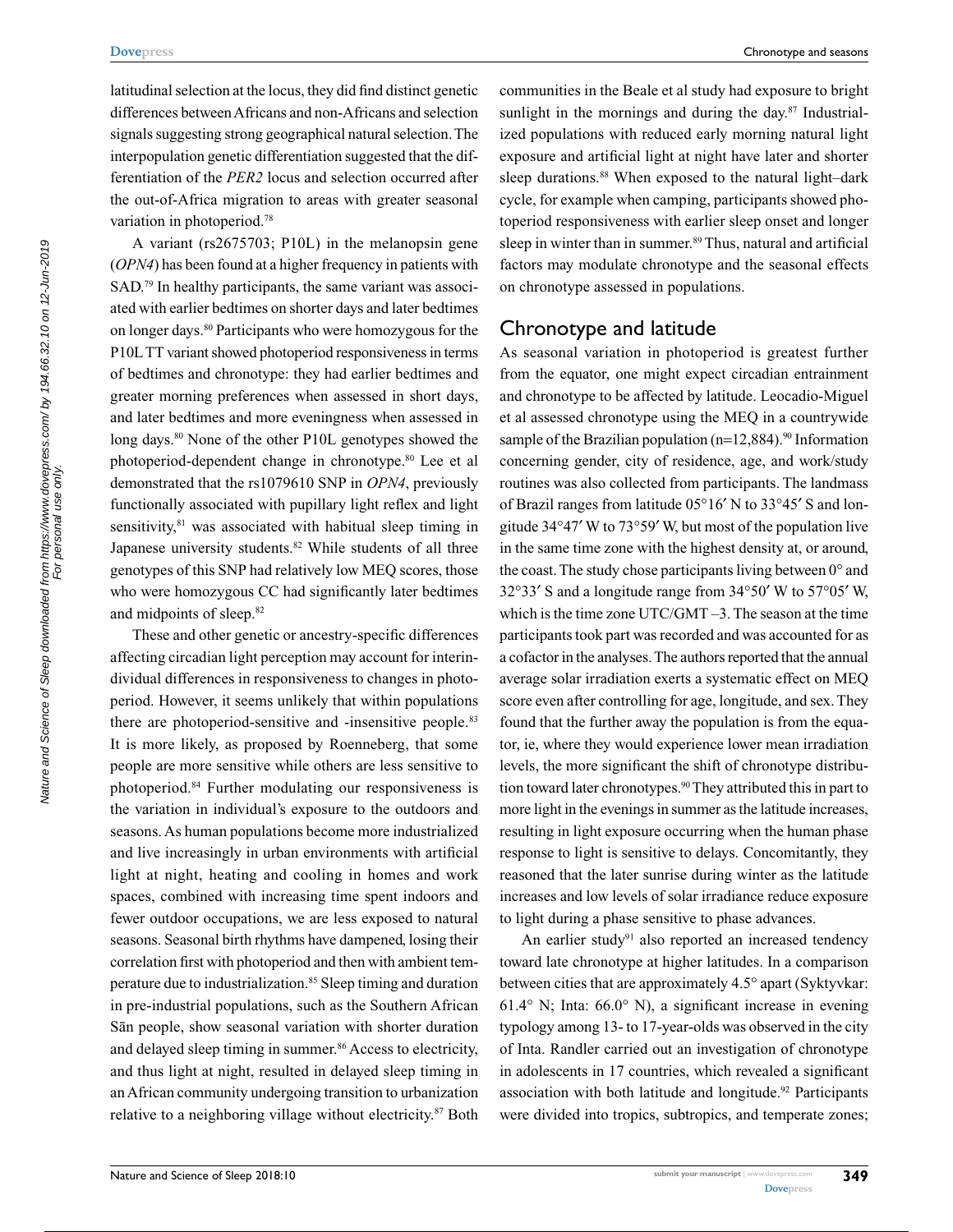latitudinal selection at the locus, they did find distinct genetic differences between Africans and non-Africans and selection signals suggesting strong geographical natural selection. The interpopulation genetic differentiation suggested that the differentiation of the *PER2* locus and selection occurred after the out-of-Africa migration to areas with greater seasonal variation in photoperiod.[78]

A variant (rs2675703; P10L) in the melanopsin gene (*OPN4*) has been found at a higher frequency in patients with SAD.[79] In healthy participants, the same variant was associated with earlier bedtimes on shorter days and later bedtimes on longer days.[80] Participants who were homozygous for the P10L TT variant showed photoperiod responsiveness in terms of bedtimes and chronotype: they had earlier bedtimes and greater morning preferences when assessed in short days, and later bedtimes and more eveningness when assessed in long days.[80] None of the other P10L genotypes showed the photoperiod-dependent change in chronotype.[80] Lee et al demonstrated that the rs1079610 SNP in *OPN4*, previously functionally associated with pupillary light reflex and light sensitivity,[81] was associated with habitual sleep timing in Japanese university students.[82] While students of all three genotypes of this SNP had relatively low MEQ scores, those who were homozygous CC had significantly later bedtimes and midpoints of sleep.[82]

These and other genetic or ancestry-specific differences affecting circadian light perception may account for interindividual differences in responsiveness to changes in photoperiod. However, it seems unlikely that within populations there are photoperiod-sensitive and -insensitive people.[83] It is more likely, as proposed by Roenneberg, that some people are more sensitive while others are less sensitive to photoperiod.[84] Further modulating our responsiveness is the variation in individual's exposure to the outdoors and seasons. As human populations become more industrialized and live increasingly in urban environments with artificial light at night, heating and cooling in homes and work spaces, combined with increasing time spent indoors and fewer outdoor occupations, we are less exposed to natural seasons. Seasonal birth rhythms have dampened, losing their correlation first with photoperiod and then with ambient temperature due to industrialization.[85] Sleep timing and duration in pre-industrial populations, such as the Southern African Sān people, show seasonal variation with shorter duration and delayed sleep timing in summer.[86] Access to electricity, and thus light at night, resulted in delayed sleep timing in an African community undergoing transition to urbanization relative to a neighboring village without electricity.[87] Both communities in the Beale et al study had exposure to bright sunlight in the mornings and during the day.[87] Industrialized populations with reduced early morning natural light exposure and artificial light at night have later and shorter sleep durations.[88] When exposed to the natural light–dark cycle, for example when camping, participants showed photoperiod responsiveness with earlier sleep onset and longer sleep in winter than in summer.[89] Thus, natural and artificial factors may modulate chronotype and the seasonal effects on chronotype assessed in populations.

## Chronotype and latitude

As seasonal variation in photoperiod is greatest further from the equator, one might expect circadian entrainment and chronotype to be affected by latitude. Leocadio-Miguel et al assessed chronotype using the MEQ in a countrywide sample of the Brazilian population (n=12,884).[90] Information concerning gender, city of residence, age, and work/study routines was also collected from participants. The landmass of Brazil ranges from latitude 05°16′ N to 33°45′ S and longitude 34°47′ W to 73°59′ W, but most of the population live in the same time zone with the highest density at, or around, the coast. The study chose participants living between 0° and 32°33′ S and a longitude range from 34°50′ W to 57°05′ W, which is the time zone UTC/GMT –3. The season at the time participants took part was recorded and was accounted for as a cofactor in the analyses. The authors reported that the annual average solar irradiation exerts a systematic effect on MEQ score even after controlling for age, longitude, and sex. They found that the further away the population is from the equator, ie, where they would experience lower mean irradiation levels, the more significant the shift of chronotype distribution toward later chronotypes.[90] They attributed this in part to more light in the evenings in summer as the latitude increases, resulting in light exposure occurring when the human phase response to light is sensitive to delays. Concomitantly, they reasoned that the later sunrise during winter as the latitude increases and low levels of solar irradiance reduce exposure to light during a phase sensitive to phase advances.

An earlier study[91] also reported an increased tendency toward late chronotype at higher latitudes. In a comparison between cities that are approximately 4.5° apart (Syktyvkar: 61.4° N; Inta: 66.0° N), a significant increase in evening typology among 13- to 17-year-olds was observed in the city of Inta. Randler carried out an investigation of chronotype in adolescents in 17 countries, which revealed a significant association with both latitude and longitude.[92] Participants were divided into tropics, subtropics, and temperate zones;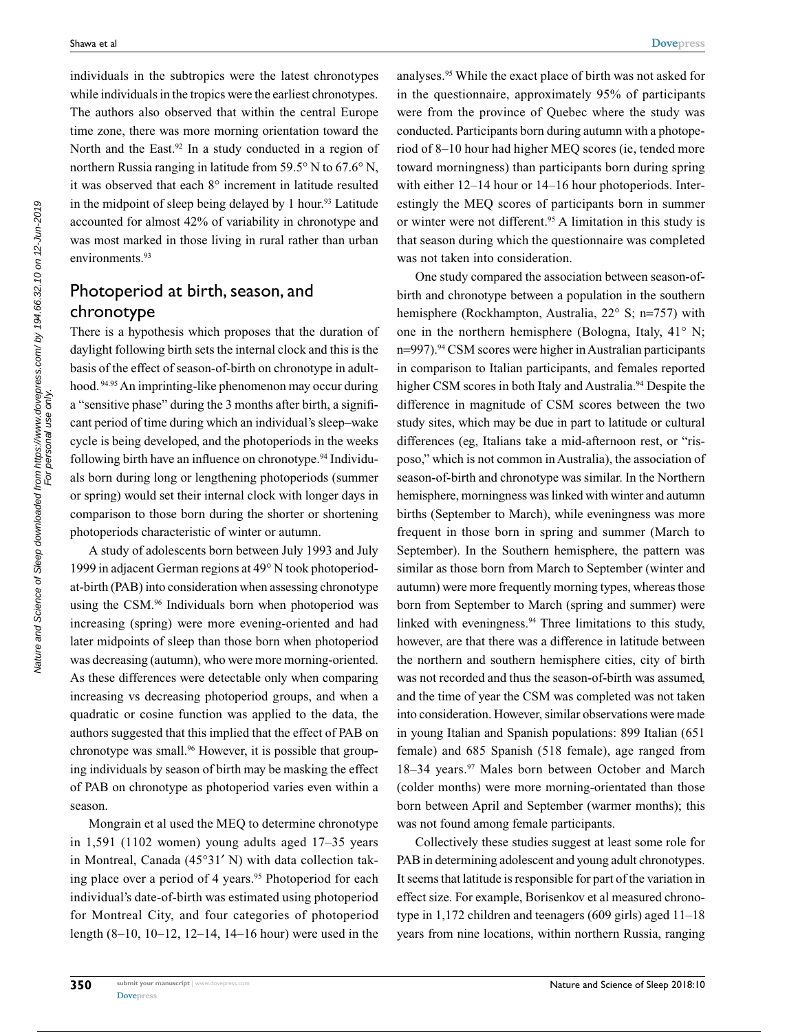individuals in the subtropics were the latest chronotypes while individuals in the tropics were the earliest chronotypes. The authors also observed that within the central Europe time zone, there was more morning orientation toward the North and the East.[92] In a study conducted in a region of northern Russia ranging in latitude from 59.5° N to 67.6° N, it was observed that each 8° increment in latitude resulted in the midpoint of sleep being delayed by 1 hour.[93] Latitude accounted for almost 42% of variability in chronotype and was most marked in those living in rural rather than urban environments.[93]

## Photoperiod at birth, season, and chronotype

There is a hypothesis which proposes that the duration of daylight following birth sets the internal clock and this is the basis of the effect of season-of-birth on chronotype in adulthood.[94,95] An imprinting-like phenomenon may occur during a "sensitive phase" during the 3 months after birth, a significant period of time during which an individual's sleep–wake cycle is being developed, and the photoperiods in the weeks following birth have an influence on chronotype.[94] Individuals born during long or lengthening photoperiods (summer or spring) would set their internal clock with longer days in comparison to those born during the shorter or shortening photoperiods characteristic of winter or autumn.

A study of adolescents born between July 1993 and July 1999 in adjacent German regions at 49° N took photoperiod-at-birth (PAB) into consideration when assessing chronotype using the CSM.[96] Individuals born when photoperiod was increasing (spring) were more evening-oriented and had later midpoints of sleep than those born when photoperiod was decreasing (autumn), who were more morning-oriented. As these differences were detectable only when comparing increasing vs decreasing photoperiod groups, and when a quadratic or cosine function was applied to the data, the authors suggested that this implied that the effect of PAB on chronotype was small.[96] However, it is possible that grouping individuals by season of birth may be masking the effect of PAB on chronotype as photoperiod varies even within a season.

Mongrain et al used the MEQ to determine chronotype in 1,591 (1102 women) young adults aged 17–35 years in Montreal, Canada (45°31′ N) with data collection taking place over a period of 4 years.[95] Photoperiod for each individual's date-of-birth was estimated using photoperiod for Montreal City, and four categories of photoperiod length (8–10, 10–12, 12–14, 14–16 hour) were used in the analyses.[95] While the exact place of birth was not asked for in the questionnaire, approximately 95% of participants were from the province of Quebec where the study was conducted. Participants born during autumn with a photoperiod of 8–10 hour had higher MEQ scores (ie, tended more toward morningness) than participants born during spring with either 12–14 hour or 14–16 hour photoperiods. Interestingly the MEQ scores of participants born in summer or winter were not different.[95] A limitation in this study is that season during which the questionnaire was completed was not taken into consideration.

One study compared the association between season-of-birth and chronotype between a population in the southern hemisphere (Rockhampton, Australia, 22° S; n=757) with one in the northern hemisphere (Bologna, Italy, 41° N; n=997).[94] CSM scores were higher in Australian participants in comparison to Italian participants, and females reported higher CSM scores in both Italy and Australia.[94] Despite the difference in magnitude of CSM scores between the two study sites, which may be due in part to latitude or cultural differences (eg, Italians take a mid-afternoon rest, or "risposo," which is not common in Australia), the association of season-of-birth and chronotype was similar. In the Northern hemisphere, morningness was linked with winter and autumn births (September to March), while eveningness was more frequent in those born in spring and summer (March to September). In the Southern hemisphere, the pattern was similar as those born from March to September (winter and autumn) were more frequently morning types, whereas those born from September to March (spring and summer) were linked with eveningness.[94] Three limitations to this study, however, are that there was a difference in latitude between the northern and southern hemisphere cities, city of birth was not recorded and thus the season-of-birth was assumed, and the time of year the CSM was completed was not taken into consideration. However, similar observations were made in young Italian and Spanish populations: 899 Italian (651 female) and 685 Spanish (518 female), age ranged from 18–34 years.[97] Males born between October and March (colder months) were more morning-orientated than those born between April and September (warmer months); this was not found among female participants.

Collectively these studies suggest at least some role for PAB in determining adolescent and young adult chronotypes. It seems that latitude is responsible for part of the variation in effect size. For example, Borisenkov et al measured chronotype in 1,172 children and teenagers (609 girls) aged 11–18 years from nine locations, within northern Russia, ranging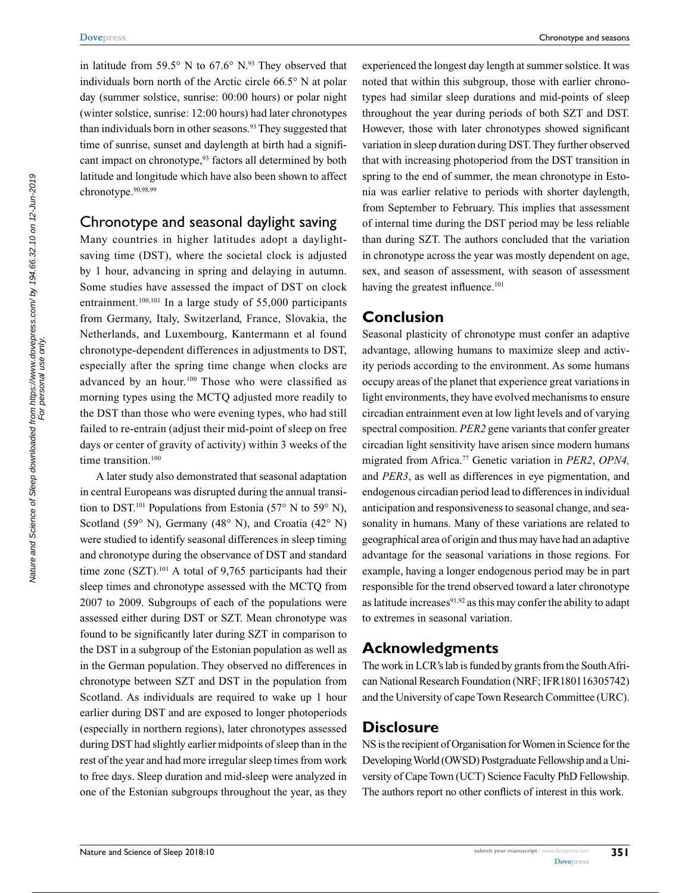in latitude from 59.5° N to 67.6° N.[93] They observed that individuals born north of the Arctic circle 66.5° N at polar day (summer solstice, sunrise: 00:00 hours) or polar night (winter solstice, sunrise: 12:00 hours) had later chronotypes than individuals born in other seasons.[93] They suggested that time of sunrise, sunset and daylength at birth had a significant impact on chronotype,[93] factors all determined by both latitude and longitude which have also been shown to affect chronotype.[90,98,99]

## Chronotype and seasonal daylight saving

Many countries in higher latitudes adopt a daylight-saving time (DST), where the societal clock is adjusted by 1 hour, advancing in spring and delaying in autumn. Some studies have assessed the impact of DST on clock entrainment.[100,101] In a large study of 55,000 participants from Germany, Italy, Switzerland, France, Slovakia, the Netherlands, and Luxembourg, Kantermann et al found chronotype-dependent differences in adjustments to DST, especially after the spring time change when clocks are advanced by an hour.[100] Those who were classified as morning types using the MCTQ adjusted more readily to the DST than those who were evening types, who had still failed to re-entrain (adjust their mid-point of sleep on free days or center of gravity of activity) within 3 weeks of the time transition.[100]

A later study also demonstrated that seasonal adaptation in central Europeans was disrupted during the annual transition to DST.[101] Populations from Estonia (57° N to 59° N), Scotland (59° N), Germany (48° N), and Croatia (42° N) were studied to identify seasonal differences in sleep timing and chronotype during the observance of DST and standard time zone (SZT).[101] A total of 9,765 participants had their sleep times and chronotype assessed with the MCTQ from 2007 to 2009. Subgroups of each of the populations were assessed either during DST or SZT. Mean chronotype was found to be significantly later during SZT in comparison to the DST in a subgroup of the Estonian population as well as in the German population. They observed no differences in chronotype between SZT and DST in the population from Scotland. As individuals are required to wake up 1 hour earlier during DST and are exposed to longer photoperiods (especially in northern regions), later chronotypes assessed during DST had slightly earlier midpoints of sleep than in the rest of the year and had more irregular sleep times from work to free days. Sleep duration and mid-sleep were analyzed in one of the Estonian subgroups throughout the year, as they experienced the longest day length at summer solstice. It was noted that within this subgroup, those with earlier chronotypes had similar sleep durations and mid-points of sleep throughout the year during periods of both SZT and DST. However, those with later chronotypes showed significant variation in sleep duration during DST. They further observed that with increasing photoperiod from the DST transition in spring to the end of summer, the mean chronotype in Estonia was earlier relative to periods with shorter daylength, from September to February. This implies that assessment of internal time during the DST period may be less reliable than during SZT. The authors concluded that the variation in chronotype across the year was mostly dependent on age, sex, and season of assessment, with season of assessment having the greatest influence.[101]

## Conclusion

Seasonal plasticity of chronotype must confer an adaptive advantage, allowing humans to maximize sleep and activity periods according to the environment. As some humans occupy areas of the planet that experience great variations in light environments, they have evolved mechanisms to ensure circadian entrainment even at low light levels and of varying spectral composition. *PER2* gene variants that confer greater circadian light sensitivity have arisen since modern humans migrated from Africa.[77] Genetic variation in *PER2*, *OPN4,* and *PER3*, as well as differences in eye pigmentation, and endogenous circadian period lead to differences in individual anticipation and responsiveness to seasonal change, and seasonality in humans. Many of these variations are related to geographical area of origin and thus may have had an adaptive advantage for the seasonal variations in those regions. For example, having a longer endogenous period may be in part responsible for the trend observed toward a later chronotype as latitude increases[91,92] as this may confer the ability to adapt to extremes in seasonal variation.

## Acknowledgments

The work in LCR's lab is funded by grants from the South African National Research Foundation (NRF; IFR180116305742) and the University of cape Town Research Committee (URC).

## Disclosure

NS is the recipient of Organisation for Women in Science for the Developing World (OWSD) Postgraduate Fellowship and a University of Cape Town (UCT) Science Faculty PhD Fellowship. The authors report no other conflicts of interest in this work.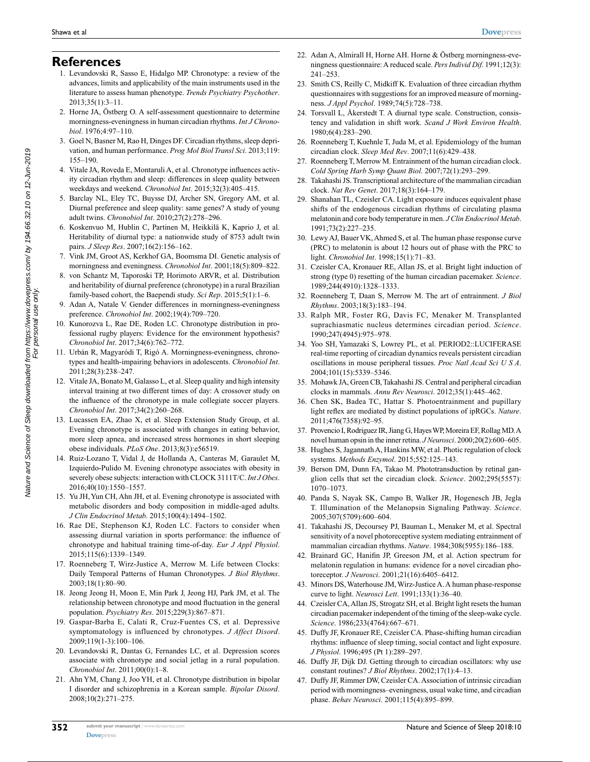## References

1. Levandovski R, Sasso E, Hidalgo MP. Chronotype: a review of the advances, limits and applicability of the main instruments used in the literature to assess human phenotype. *Trends Psychiatry Psychother*. 2013;35(1):3–11.
2. Horne JA, Östberg O. A self-assessment questionnaire to determine morningness-eveningness in human circadian rhythms. *Int J Chronobiol*. 1976;4:97–110.
3. Goel N, Basner M, Rao H, Dinges DF. Circadian rhythms, sleep deprivation, and human performance. *Prog Mol Biol Transl Sci*. 2013;119:155–190.
4. Vitale JA, Roveda E, Montaruli A, et al. Chronotype influences activity circadian rhythm and sleep: differences in sleep quality between weekdays and weekend. *Chronobiol Int*. 2015;32(3):405–415.
5. Barclay NL, Eley TC, Buysse DJ, Archer SN, Gregory AM, et al. Diurnal preference and sleep quality: same genes? A study of young adult twins. *Chronobiol Int*. 2010;27(2):278–296.
6. Koskenvuo M, Hublin C, Partinen M, Heikkilä K, Kaprio J, et al. Heritability of diurnal type: a nationwide study of 8753 adult twin pairs. *J Sleep Res*. 2007;16(2):156–162.
7. Vink JM, Groot AS, Kerkhof GA, Boomsma DI. Genetic analysis of morningness and eveningness. *Chronobiol Int*. 2001;18(5):809–822.
8. von Schantz M, Taporoski TP, Horimoto ARVR, et al. Distribution and heritability of diurnal preference (chronotype) in a rural Brazilian family-based cohort, the Baependi study. *Sci Rep*. 2015;5(1):1–6.
9. Adan A, Natale V. Gender differences in morningness-eveningness preference. *Chronobiol Int*. 2002;19(4):709–720.
10. Kunorozva L, Rae DE, Roden LC. Chronotype distribution in professional rugby players: Evidence for the environment hypothesis? *Chronobiol Int*. 2017;34(6):762–772.
11. Urbán R, Magyaródi T, Rigó A. Morningness-eveningness, chronotypes and health-impairing behaviors in adolescents. *Chronobiol Int*. 2011;28(3):238–247.
12. Vitale JA, Bonato M, Galasso L, et al. Sleep quality and high intensity interval training at two different times of day: A crossover study on the influence of the chronotype in male collegiate soccer players. *Chronobiol Int*. 2017;34(2):260–268.
13. Lucassen EA, Zhao X, et al. Sleep Extension Study Group, et al. Evening chronotype is associated with changes in eating behavior, more sleep apnea, and increased stress hormones in short sleeping obese individuals. *PLoS One*. 2013;8(3):e56519.
14. Ruiz-Lozano T, Vidal J, de Hollanda A, Canteras M, Garaulet M, Izquierdo-Pulido M. Evening chronotype associates with obesity in severely obese subjects: interaction with CLOCK 3111T/C. *Int J Obes*. 2016;40(10):1550–1557.
15. Yu JH, Yun CH, Ahn JH, et al. Evening chronotype is associated with metabolic disorders and body composition in middle-aged adults. *J Clin Endocrinol Metab*. 2015;100(4):1494–1502.
16. Rae DE, Stephenson KJ, Roden LC. Factors to consider when assessing diurnal variation in sports performance: the influence of chronotype and habitual training time-of-day. *Eur J Appl Physiol*. 2015;115(6):1339–1349.
17. Roenneberg T, Wirz-Justice A, Merrow M. Life between Clocks: Daily Temporal Patterns of Human Chronotypes. *J Biol Rhythms*. 2003;18(1):80–90.
18. Jeong Jeong H, Moon E, Min Park J, Jeong HJ, Park JM, et al. The relationship between chronotype and mood fluctuation in the general population. *Psychiatry Res*. 2015;229(3):867–871.
19. Gaspar-Barba E, Calati R, Cruz-Fuentes CS, et al. Depressive symptomatology is influenced by chronotypes. *J Affect Disord*. 2009;119(1-3):100–106.
20. Levandovski R, Dantas G, Fernandes LC, et al. Depression scores associate with chronotype and social jetlag in a rural population. *Chronobiol Int*. 2011;00(0):1–8.
21. Ahn YM, Chang J, Joo YH, et al. Chronotype distribution in bipolar I disorder and schizophrenia in a Korean sample. *Bipolar Disord*. 2008;10(2):271–275.
22. Adan A, Almirall H, Horne AH. Horne & Östberg morningness-eveningness questionnaire: A reduced scale. *Pers Individ Dif*. 1991;12(3):241–253.
23. Smith CS, Reilly C, Midkiff K. Evaluation of three circadian rhythm questionnaires with suggestions for an improved measure of morningness. *J Appl Psychol*. 1989;74(5):728–738.
24. Torsvall L, Åkerstedt T. A diurnal type scale. Construction, consistency and validation in shift work. *Scand J Work Environ Health*. 1980;6(4):283–290.
26. Roenneberg T, Kuehnle T, Juda M, et al. Epidemiology of the human circadian clock. *Sleep Med Rev*. 2007;11(6):429–438.
27. Roenneberg T, Merrow M. Entrainment of the human circadian clock. *Cold Spring Harb Symp Quant Biol*. 2007;72(1):293–299.
28. Takahashi JS. Transcriptional architecture of the mammalian circadian clock. *Nat Rev Genet*. 2017;18(3):164–179.
29. Shanahan TL, Czeisler CA. Light exposure induces equivalent phase shifts of the endogenous circadian rhythms of circulating plasma melatonin and core body temperature in men. *J Clin Endocrinol Metab*. 1991;73(2):227–235.
30. Lewy AJ, Bauer VK, Ahmed S, et al. The human phase response curve (PRC) to melatonin is about 12 hours out of phase with the PRC to light. *Chronobiol Int*. 1998;15(1):71–83.
31. Czeisler CA, Kronauer RE, Allan JS, et al. Bright light induction of strong (type 0) resetting of the human circadian pacemaker. *Science*. 1989;244(4910):1328–1333.
32. Roenneberg T, Daan S, Merrow M. The art of entrainment. *J Biol Rhythms*. 2003;18(3):183–194.
33. Ralph MR, Foster RG, Davis FC, Menaker M. Transplanted suprachiasmatic nucleus determines circadian period. *Science*. 1990;247(4945):975–978.
34. Yoo SH, Yamazaki S, Lowrey PL, et al. PERIOD2::LUCIFERASE real-time reporting of circadian dynamics reveals persistent circadian oscillations in mouse peripheral tissues. *Proc Natl Acad Sci U S A*. 2004;101(15):5339–5346.
35. Mohawk JA, Green CB, Takahashi JS. Central and peripheral circadian clocks in mammals. *Annu Rev Neurosci*. 2012;35(1):445–462.
36. Chen SK, Badea TC, Hattar S. Photoentrainment and pupillary light reflex are mediated by distinct populations of ipRGCs. *Nature*. 2011;476(7358):92–95.
37. Provencio I, Rodriguez IR, Jiang G, Hayes WP, Moreira EF, Rollag MD. A novel human opsin in the inner retina. *J Neurosci*. 2000;20(2):600–605.
38. Hughes S, Jagannath A, Hankins MW, et al. Photic regulation of clock systems. *Methods Enzymol*. 2015;552:125–143.
39. Berson DM, Dunn FA, Takao M. Phototransduction by retinal ganglion cells that set the circadian clock. *Science*. 2002;295(5557):1070–1073.
40. Panda S, Nayak SK, Campo B, Walker JR, Hogenesch JB, Jegla T. Illumination of the Melanopsin Signaling Pathway. *Science*. 2005;307(5709):600–604.
41. Takahashi JS, Decoursey PJ, Bauman L, Menaker M, et al. Spectral sensitivity of a novel photoreceptive system mediating entrainment of mammalian circadian rhythms. *Nature*. 1984;308(5955):186–188.
42. Brainard GC, Hanifin JP, Greeson JM, et al. Action spectrum for melatonin regulation in humans: evidence for a novel circadian photoreceptor. *J Neurosci*. 2001;21(16):6405–6412.
43. Minors DS, Waterhouse JM, Wirz-Justice A. A human phase-response curve to light. *Neurosci Lett*. 1991;133(1):36–40.
44. Czeisler CA, Allan JS, Strogatz SH, et al. Bright light resets the human circadian pacemaker independent of the timing of the sleep-wake cycle. *Science*. 1986;233(4764):667–671.
45. Duffy JF, Kronauer RE, Czeisler CA. Phase-shifting human circadian rhythms: influence of sleep timing, social contact and light exposure. *J Physiol*. 1996;495 (Pt 1):289–297.
46. Duffy JF, Dijk DJ. Getting through to circadian oscillators: why use constant routines? *J Biol Rhythms*. 2002;17(1):4–13.
47. Duffy JF, Rimmer DW, Czeisler CA. Association of intrinsic circadian period with morningness–eveningness, usual wake time, and circadian phase. *Behav Neurosci*. 2001;115(4):895–899.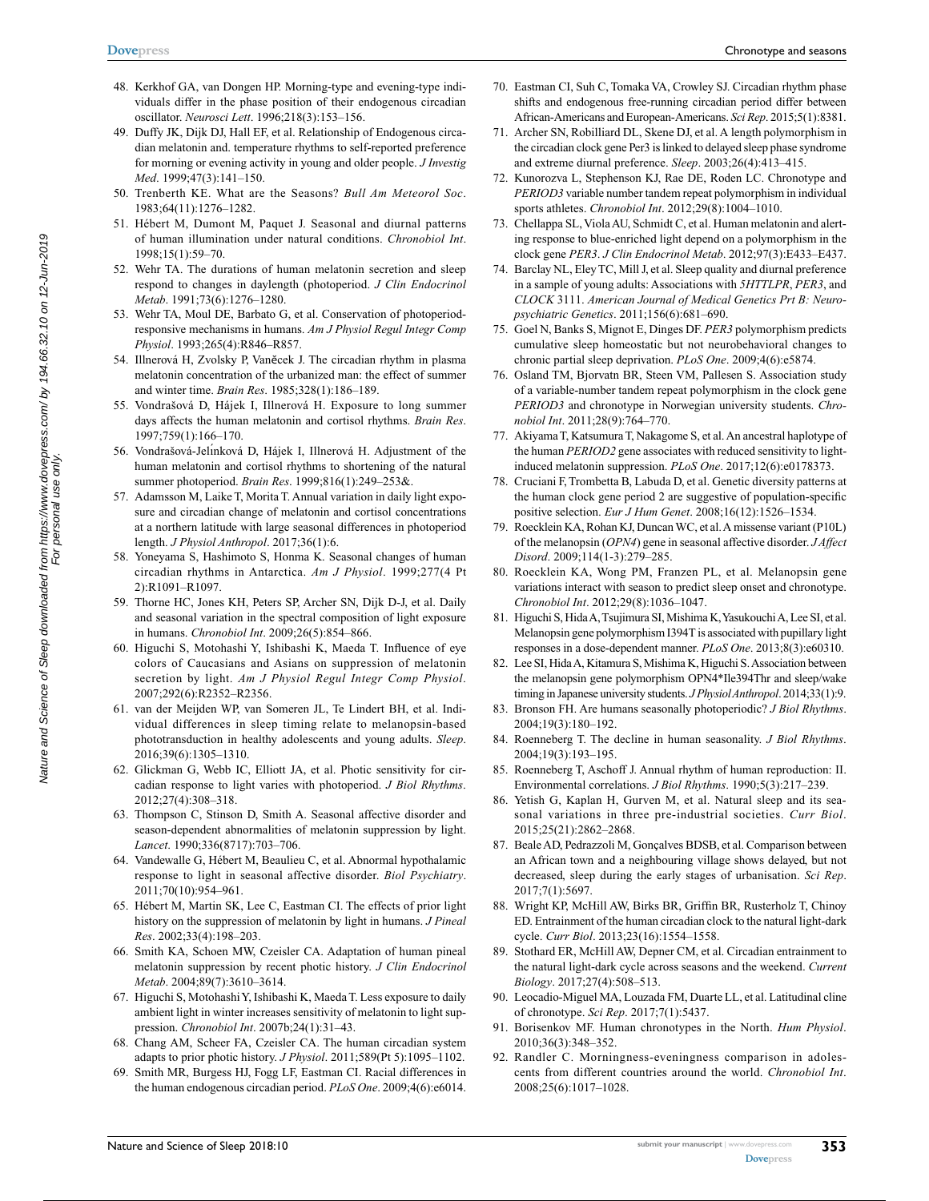48. Kerkhof GA, van Dongen HP. Morning-type and evening-type individuals differ in the phase position of their endogenous circadian oscillator. *Neurosci Lett*. 1996;218(3):153–156.
49. Duffy JK, Dijk DJ, Hall EF, et al. Relationship of Endogenous circadian melatonin and. temperature rhythms to self-reported preference for morning or evening activity in young and older people. *J Investig Med*. 1999;47(3):141–150.
50. Trenberth KE. What are the Seasons? *Bull Am Meteorol Soc*. 1983;64(11):1276–1282.
51. Hébert M, Dumont M, Paquet J. Seasonal and diurnal patterns of human illumination under natural conditions. *Chronobiol Int*. 1998;15(1):59–70.
52. Wehr TA. The durations of human melatonin secretion and sleep respond to changes in daylength (photoperiod. *J Clin Endocrinol Metab*. 1991;73(6):1276–1280.
53. Wehr TA, Moul DE, Barbato G, et al. Conservation of photoperiod-responsive mechanisms in humans. *Am J Physiol Regul Integr Comp Physiol*. 1993;265(4):R846–R857.
54. Illnerová H, Zvolsky P, Vaněcek J. The circadian rhythm in plasma melatonin concentration of the urbanized man: the effect of summer and winter time. *Brain Res*. 1985;328(1):186–189.
55. Vondrašová D, Hájek I, Illnerová H. Exposure to long summer days affects the human melatonin and cortisol rhythms. *Brain Res*. 1997;759(1):166–170.
56. Vondrašová-Jelı́nková D, Hájek I, Illnerová H. Adjustment of the human melatonin and cortisol rhythms to shortening of the natural summer photoperiod. *Brain Res*. 1999;816(1):249–253&.
57. Adamsson M, Laike T, Morita T. Annual variation in daily light exposure and circadian change of melatonin and cortisol concentrations at a northern latitude with large seasonal differences in photoperiod length. *J Physiol Anthropol*. 2017;36(1):6.
58. Yoneyama S, Hashimoto S, Honma K. Seasonal changes of human circadian rhythms in Antarctica. *Am J Physiol*. 1999;277(4 Pt 2):R1091–R1097.
59. Thorne HC, Jones KH, Peters SP, Archer SN, Dijk D-J, et al. Daily and seasonal variation in the spectral composition of light exposure in humans. *Chronobiol Int*. 2009;26(5):854–866.
60. Higuchi S, Motohashi Y, Ishibashi K, Maeda T. Influence of eye colors of Caucasians and Asians on suppression of melatonin secretion by light. *Am J Physiol Regul Integr Comp Physiol*. 2007;292(6):R2352–R2356.
61. van der Meijden WP, van Someren JL, Te Lindert BH, et al. Individual differences in sleep timing relate to melanopsin-based phototransduction in healthy adolescents and young adults. *Sleep*. 2016;39(6):1305–1310.
62. Glickman G, Webb IC, Elliott JA, et al. Photic sensitivity for circadian response to light varies with photoperiod. *J Biol Rhythms*. 2012;27(4):308–318.
63. Thompson C, Stinson D, Smith A. Seasonal affective disorder and season-dependent abnormalities of melatonin suppression by light. *Lancet*. 1990;336(8717):703–706.
64. Vandewalle G, Hébert M, Beaulieu C, et al. Abnormal hypothalamic response to light in seasonal affective disorder. *Biol Psychiatry*. 2011;70(10):954–961.
65. Hébert M, Martin SK, Lee C, Eastman CI. The effects of prior light history on the suppression of melatonin by light in humans. *J Pineal Res*. 2002;33(4):198–203.
66. Smith KA, Schoen MW, Czeisler CA. Adaptation of human pineal melatonin suppression by recent photic history. *J Clin Endocrinol Metab*. 2004;89(7):3610–3614.
67. Higuchi S, Motohashi Y, Ishibashi K, Maeda T. Less exposure to daily ambient light in winter increases sensitivity of melatonin to light suppression. *Chronobiol Int*. 2007b;24(1):31–43.
68. Chang AM, Scheer FA, Czeisler CA. The human circadian system adapts to prior photic history. *J Physiol*. 2011;589(Pt 5):1095–1102.
69. Smith MR, Burgess HJ, Fogg LF, Eastman CI. Racial differences in the human endogenous circadian period. *PLoS One*. 2009;4(6):e6014.
70. Eastman CI, Suh C, Tomaka VA, Crowley SJ. Circadian rhythm phase shifts and endogenous free-running circadian period differ between African-Americans and European-Americans. *Sci Rep*. 2015;5(1):8381.
71. Archer SN, Robilliard DL, Skene DJ, et al. A length polymorphism in the circadian clock gene Per3 is linked to delayed sleep phase syndrome and extreme diurnal preference. *Sleep*. 2003;26(4):413–415.
72. Kunorozva L, Stephenson KJ, Rae DE, Roden LC. Chronotype and *PERIOD3* variable number tandem repeat polymorphism in individual sports athletes. *Chronobiol Int*. 2012;29(8):1004–1010.
73. Chellappa SL, Viola AU, Schmidt C, et al. Human melatonin and alerting response to blue-enriched light depend on a polymorphism in the clock gene *PER3*. *J Clin Endocrinol Metab*. 2012;97(3):E433–E437.
74. Barclay NL, Eley TC, Mill J, et al. Sleep quality and diurnal preference in a sample of young adults: Associations with *5HTTLPR*, *PER3*, and *CLOCK* 3111. *American Journal of Medical Genetics Prt B: Neuropsychiatric Genetics*. 2011;156(6):681–690.
75. Goel N, Banks S, Mignot E, Dinges DF. *PER3* polymorphism predicts cumulative sleep homeostatic but not neurobehavioral changes to chronic partial sleep deprivation. *PLoS One*. 2009;4(6):e5874.
76. Osland TM, Bjorvatn BR, Steen VM, Pallesen S. Association study of a variable-number tandem repeat polymorphism in the clock gene *PERIOD3* and chronotype in Norwegian university students. *Chronobiol Int*. 2011;28(9):764–770.
77. Akiyama T, Katsumura T, Nakagome S, et al. An ancestral haplotype of the human *PERIOD2* gene associates with reduced sensitivity to light-induced melatonin suppression. *PLoS One*. 2017;12(6):e0178373.
78. Cruciani F, Trombetta B, Labuda D, et al. Genetic diversity patterns at the human clock gene period 2 are suggestive of population-specific positive selection. *Eur J Hum Genet*. 2008;16(12):1526–1534.
79. Roecklein KA, Rohan KJ, Duncan WC, et al. A missense variant (P10L) of the melanopsin (*OPN4*) gene in seasonal affective disorder. *J Affect Disord*. 2009;114(1-3):279–285.
80. Roecklein KA, Wong PM, Franzen PL, et al. Melanopsin gene variations interact with season to predict sleep onset and chronotype. *Chronobiol Int*. 2012;29(8):1036–1047.
81. Higuchi S, Hida A, Tsujimura SI, Mishima K, Yasukouchi A, Lee SI, et al. Melanopsin gene polymorphism I394T is associated with pupillary light responses in a dose-dependent manner. *PLoS One*. 2013;8(3):e60310.
82. Lee SI, Hida A, Kitamura S, Mishima K, Higuchi S. Association between the melanopsin gene polymorphism OPN4*Ile394Thr and sleep/wake timing in Japanese university students. *J Physiol Anthropol*. 2014;33(1):9.
83. Bronson FH. Are humans seasonally photoperiodic? *J Biol Rhythms*. 2004;19(3):180–192.
84. Roenneberg T. The decline in human seasonality. *J Biol Rhythms*. 2004;19(3):193–195.
85. Roenneberg T, Aschoff J. Annual rhythm of human reproduction: II. Environmental correlations. *J Biol Rhythms*. 1990;5(3):217–239.
86. Yetish G, Kaplan H, Gurven M, et al. Natural sleep and its seasonal variations in three pre-industrial societies. *Curr Biol*. 2015;25(21):2862–2868.
87. Beale AD, Pedrazzoli M, Gonçalves BDSB, et al. Comparison between an African town and a neighbouring village shows delayed, but not decreased, sleep during the early stages of urbanisation. *Sci Rep*. 2017;7(1):5697.
88. Wright KP, McHill AW, Birks BR, Griffin BR, Rusterholz T, Chinoy ED. Entrainment of the human circadian clock to the natural light-dark cycle. *Curr Biol*. 2013;23(16):1554–1558.
89. Stothard ER, McHill AW, Depner CM, et al. Circadian entrainment to the natural light-dark cycle across seasons and the weekend. *Current Biology*. 2017;27(4):508–513.
90. Leocadio-Miguel MA, Louzada FM, Duarte LL, et al. Latitudinal cline of chronotype. *Sci Rep*. 2017;7(1):5437.
91. Borisenkov MF. Human chronotypes in the North. *Hum Physiol*. 2010;36(3):348–352.
92. Randler C. Morningness-eveningness comparison in adolescents from different countries around the world. *Chronobiol Int*. 2008;25(6):1017–1028.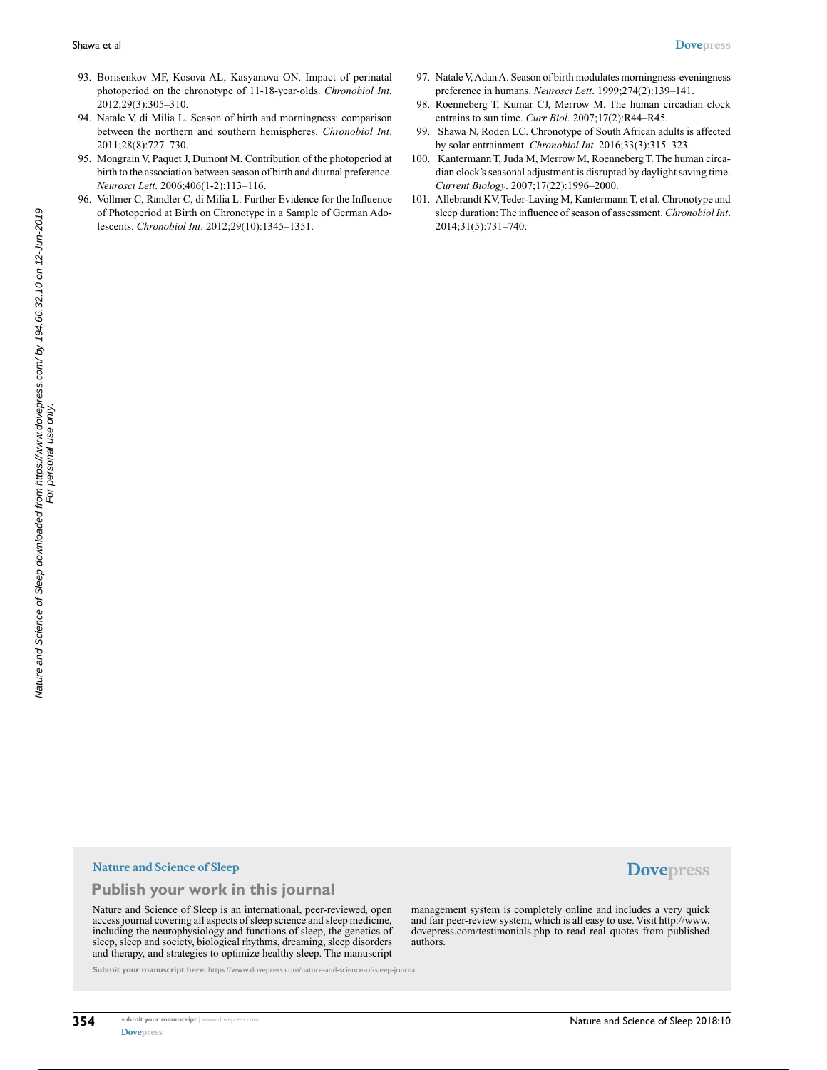93. Borisenkov MF, Kosova AL, Kasyanova ON. Impact of perinatal photoperiod on the chronotype of 11-18-year-olds. *Chronobiol Int*. 2012;29(3):305–310.
94. Natale V, di Milia L. Season of birth and morningness: comparison between the northern and southern hemispheres. *Chronobiol Int*. 2011;28(8):727–730.
95. Mongrain V, Paquet J, Dumont M. Contribution of the photoperiod at birth to the association between season of birth and diurnal preference. *Neurosci Lett*. 2006;406(1-2):113–116.
96. Vollmer C, Randler C, di Milia L. Further Evidence for the Influence of Photoperiod at Birth on Chronotype in a Sample of German Adolescents. *Chronobiol Int*. 2012;29(10):1345–1351.
97. Natale V, Adan A. Season of birth modulates morningness-eveningness preference in humans. *Neurosci Lett*. 1999;274(2):139–141.
98. Roenneberg T, Kumar CJ, Merrow M. The human circadian clock entrains to sun time. *Curr Biol*. 2007;17(2):R44–R45.
99. Shawa N, Roden LC. Chronotype of South African adults is affected by solar entrainment. *Chronobiol Int*. 2016;33(3):315–323.
100. Kantermann T, Juda M, Merrow M, Roenneberg T. The human circadian clock's seasonal adjustment is disrupted by daylight saving time. *Current Biology*. 2007;17(22):1996–2000.
101. Allebrandt KV, Teder-Laving M, Kantermann T, et al. Chronotype and sleep duration: The influence of season of assessment. *Chronobiol Int*. 2014;31(5):731–740.

**Nature and Science of Sleep**

**Dovepress**

## Publish your work in this journal

Nature and Science of Sleep is an international, peer-reviewed, open access journal covering all aspects of sleep science and sleep medicine, including the neurophysiology and functions of sleep, the genetics of sleep, sleep and society, biological rhythms, dreaming, sleep disorders and therapy, and strategies to optimize healthy sleep. The manuscript management system is completely online and includes a very quick and fair peer-review system, which is all easy to use. Visit http://www.dovepress.com/testimonials.php to read real quotes from published authors.

**Submit your manuscript here:** https://www.dovepress.com/nature-and-science-of-sleep-journal